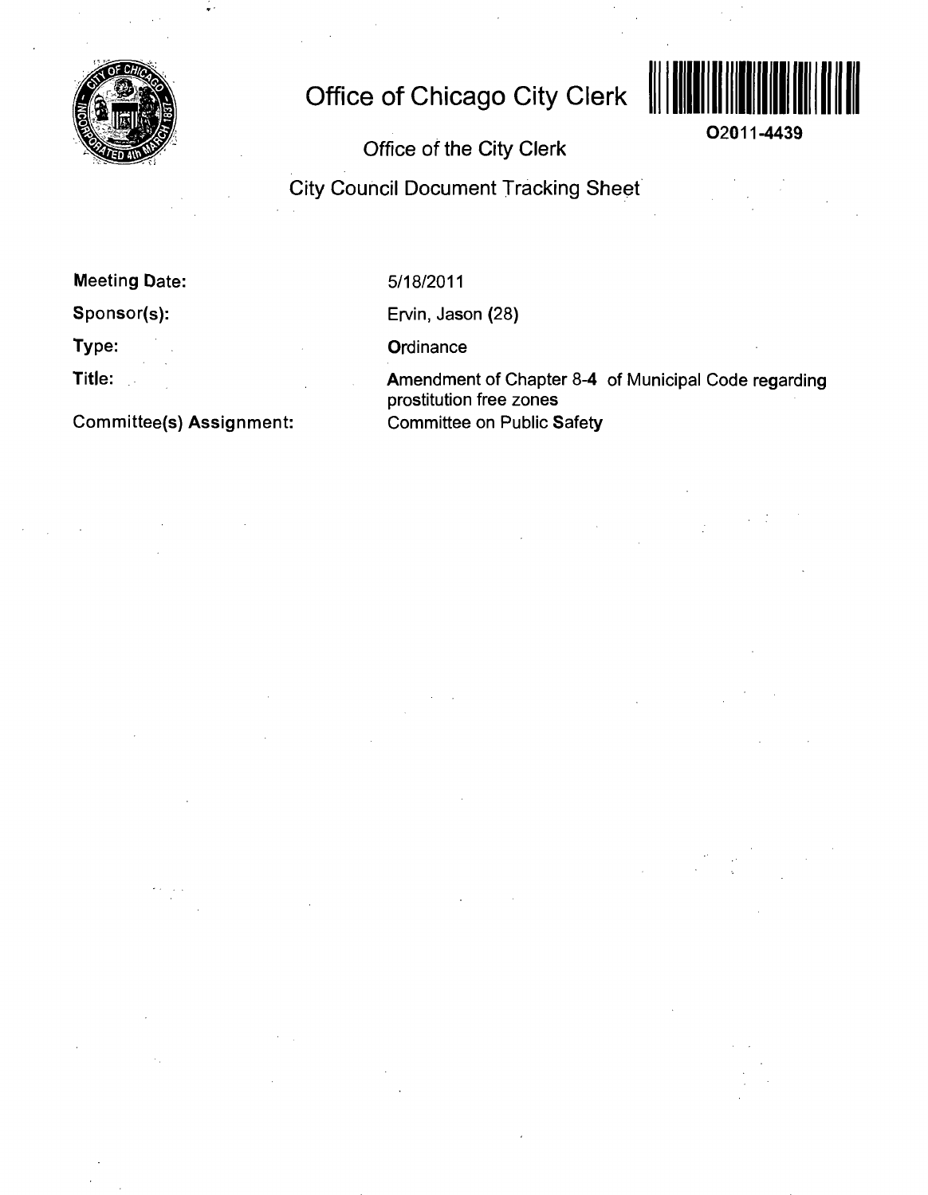# Office of Chicago City Clerk

O2011-4439

## Office of the City Clerk

## City Council Document Tracking Sheet

| | |
|---|---|
| **Meeting Date:** | 5/18/2011 |
| **Sponsor(s):** | Ervin, Jason (28) |
| **Type:** | Ordinance |
| **Title:** | Amendment of Chapter 8-4 of Municipal Code regarding prostitution free zones |
| **Committee(s) Assignment:** | Committee on Public Safety |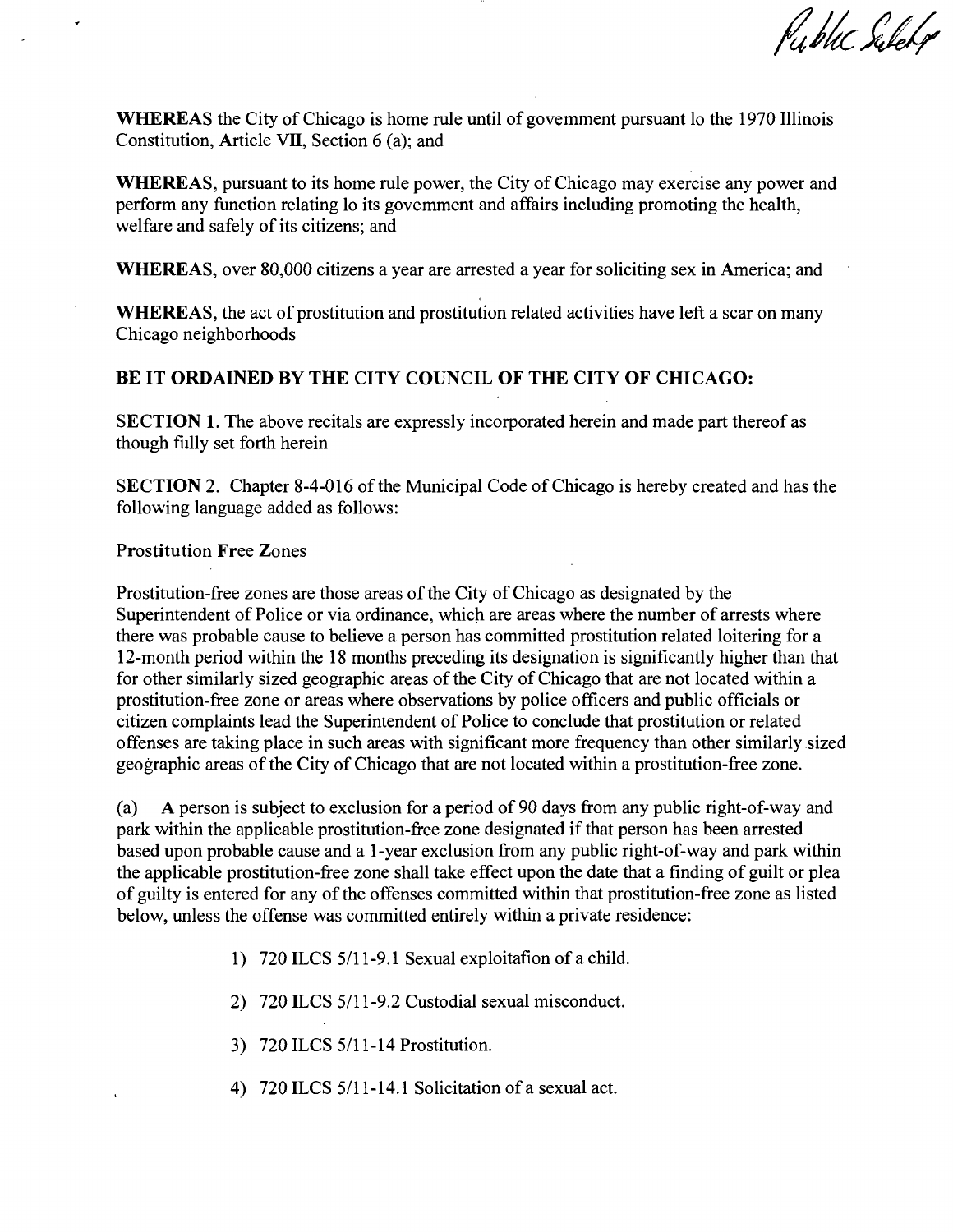*Public Safety*

**WHEREAS** the City of Chicago is home rule until of govemment pursuant lo the 1970 Illinois Constitution, Article VII, Section 6 (a); and

**WHEREAS**, pursuant to its home rule power, the City of Chicago may exercise any power and perform any function relating lo its govemment and affairs including promoting the health, welfare and safely of its citizens; and

**WHEREAS**, over 80,000 citizens a year are arrested a year for soliciting sex in America; and

**WHEREAS**, the act of prostitution and prostitution related activities have left a scar on many Chicago neighborhoods

**BE IT ORDAINED BY THE CITY COUNCIL OF THE CITY OF CHICAGO:**

**SECTION 1.** The above recitals are expressly incorporated herein and made part thereof as though fully set forth herein

**SECTION 2.** Chapter 8-4-016 of the Municipal Code of Chicago is hereby created and has the following language added as follows:

Prostitution Free Zones

Prostitution-free zones are those areas of the City of Chicago as designated by the Superintendent of Police or via ordinance, which are areas where the number of arrests where there was probable cause to believe a person has committed prostitution related loitering for a 12-month period within the 18 months preceding its designation is significantly higher than that for other similarly sized geographic areas of the City of Chicago that are not located within a prostitution-free zone or areas where observations by police officers and public officials or citizen complaints lead the Superintendent of Police to conclude that prostitution or related offenses are taking place in such areas with significant more frequency than other similarly sized geographic areas of the City of Chicago that are not located within a prostitution-free zone.

(a) A person is subject to exclusion for a period of 90 days from any public right-of-way and park within the applicable prostitution-free zone designated if that person has been arrested based upon probable cause and a 1-year exclusion from any public right-of-way and park within the applicable prostitution-free zone shall take effect upon the date that a finding of guilt or plea of guilty is entered for any of the offenses committed within that prostitution-free zone as listed below, unless the offense was committed entirely within a private residence:

1) 720 ILCS 5/11-9.1 Sexual exploitafion of a child.

2) 720 ILCS 5/11-9.2 Custodial sexual misconduct.

3) 720 ILCS 5/11-14 Prostitution.

4) 720 ILCS 5/11-14.1 Solicitation of a sexual act.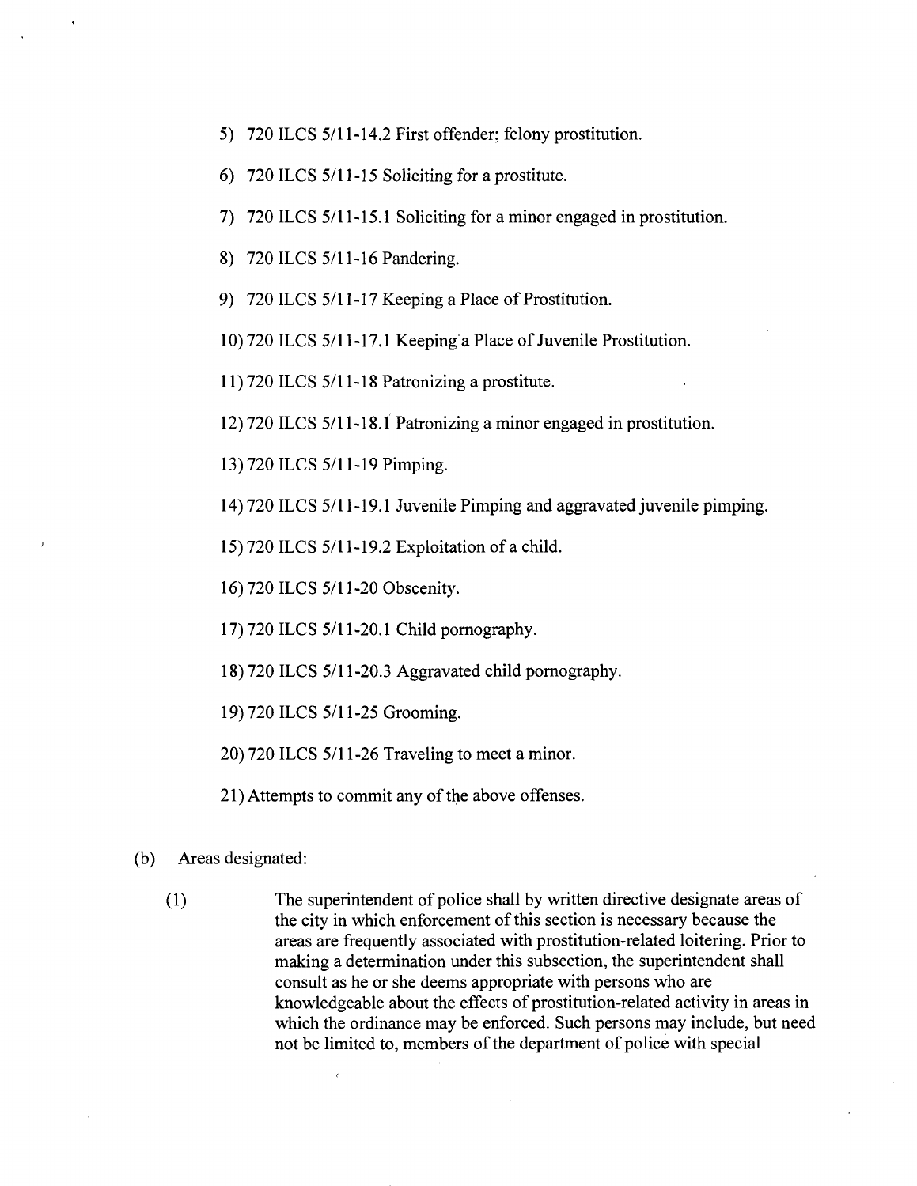5) 720 ILCS 5/11-14.2 First offender; felony prostitution.

6) 720 ILCS 5/11-15 Soliciting for a prostitute.

7) 720 ILCS 5/11-15.1 Soliciting for a minor engaged in prostitution.

8) 720 ILCS 5/11-16 Pandering.

9) 720 ILCS 5/11-17 Keeping a Place of Prostitution.

10) 720 ILCS 5/11-17.1 Keeping a Place of Juvenile Prostitution.

11) 720 ILCS 5/11-18 Patronizing a prostitute.

12) 720 ILCS 5/11-18.1 Patronizing a minor engaged in prostitution.

13) 720 ILCS 5/11-19 Pimping.

14) 720 ILCS 5/11-19.1 Juvenile Pimping and aggravated juvenile pimping.

15) 720 ILCS 5/11-19.2 Exploitation of a child.

16) 720 ILCS 5/11-20 Obscenity.

17) 720 ILCS 5/11-20.1 Child pornography.

18) 720 ILCS 5/11-20.3 Aggravated child pornography.

19) 720 ILCS 5/11-25 Grooming.

20) 720 ILCS 5/11-26 Traveling to meet a minor.

21) Attempts to commit any of the above offenses.

(b) Areas designated:

(1) The superintendent of police shall by written directive designate areas of the city in which enforcement of this section is necessary because the areas are frequently associated with prostitution-related loitering. Prior to making a determination under this subsection, the superintendent shall consult as he or she deems appropriate with persons who are knowledgeable about the effects of prostitution-related activity in areas in which the ordinance may be enforced. Such persons may include, but need not be limited to, members of the department of police with special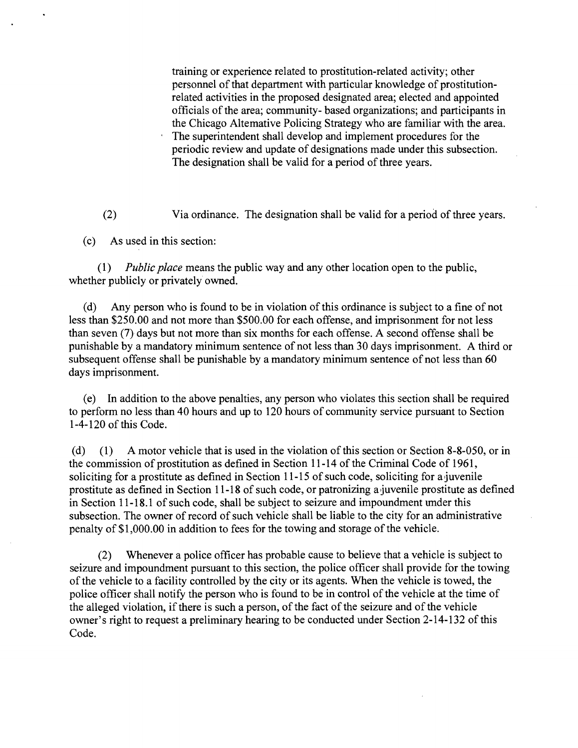training or experience related to prostitution-related activity; other personnel of that department with particular knowledge of prostitution-related activities in the proposed designated area; elected and appointed officials of the area; community- based organizations; and participants in the Chicago Altemative Policing Strategy who are familiar with the area. The superintendent shall develop and implement procedures for the periodic review and update of designations made under this subsection. The designation shall be valid for a period of three years.

(2) Via ordinance. The designation shall be valid for a period of three years.

(c) As used in this section:

(1) *Public place* means the public way and any other location open to the public, whether publicly or privately owned.

(d) Any person who is found to be in violation of this ordinance is subject to a fine of not less than \$250.00 and not more than \$500.00 for each offense, and imprisonment for not less than seven (7) days but not more than six months for each offense. A second offense shall be punishable by a mandatory minimum sentence of not less than 30 days imprisonment. A third or subsequent offense shall be punishable by a mandatory minimum sentence of not less than 60 days imprisonment.

(e) In addition to the above penalties, any person who violates this section shall be required to perform no less than 40 hours and up to 120 hours of community service pursuant to Section 1-4-120 of this Code.

(d) (1) A motor vehicle that is used in the violation of this section or Section 8-8-050, or in the commission of prostitution as defined in Section 11-14 of the Criminal Code of 1961, soliciting for a prostitute as defined in Section 11-15 of such code, soliciting for a juvenile prostitute as defined in Section 11-18 of such code, or patronizing a juvenile prostitute as defined in Section 11-18.1 of such code, shall be subject to seizure and impoundment under this subsection. The owner of record of such vehicle shall be liable to the city for an administrative penalty of \$1,000.00 in addition to fees for the towing and storage of the vehicle.

(2) Whenever a police officer has probable cause to believe that a vehicle is subject to seizure and impoundment pursuant to this section, the police officer shall provide for the towing of the vehicle to a facility controlled by the city or its agents. When the vehicle is towed, the police officer shall notify the person who is found to be in control of the vehicle at the time of the alleged violation, if there is such a person, of the fact of the seizure and of the vehicle owner's right to request a preliminary hearing to be conducted under Section 2-14-132 of this Code.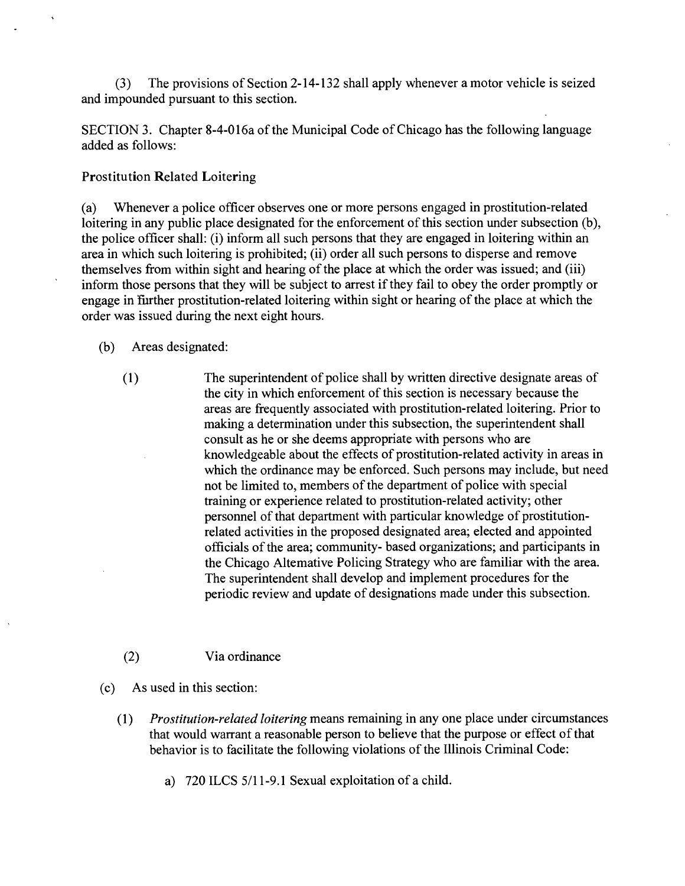(3) The provisions of Section 2-14-132 shall apply whenever a motor vehicle is seized and impounded pursuant to this section.

SECTION 3. Chapter 8-4-016a of the Municipal Code of Chicago has the following language added as follows:

Prostitution Related Loitering

(a) Whenever a police officer observes one or more persons engaged in prostitution-related loitering in any public place designated for the enforcement of this section under subsection (b), the police officer shall: (i) inform all such persons that they are engaged in loitering within an area in which such loitering is prohibited; (ii) order all such persons to disperse and remove themselves from within sight and hearing of the place at which the order was issued; and (iii) inform those persons that they will be subject to arrest if they fail to obey the order promptly or engage in further prostitution-related loitering within sight or hearing of the place at which the order was issued during the next eight hours.

(b) Areas designated:

(1) The superintendent of police shall by written directive designate areas of the city in which enforcement of this section is necessary because the areas are frequently associated with prostitution-related loitering. Prior to making a determination under this subsection, the superintendent shall consult as he or she deems appropriate with persons who are knowledgeable about the effects of prostitution-related activity in areas in which the ordinance may be enforced. Such persons may include, but need not be limited to, members of the department of police with special training or experience related to prostitution-related activity; other personnel of that department with particular knowledge of prostitution-related activities in the proposed designated area; elected and appointed officials of the area; community- based organizations; and participants in the Chicago Altemative Policing Strategy who are familiar with the area. The superintendent shall develop and implement procedures for the periodic review and update of designations made under this subsection.

(2) Via ordinance

(c) As used in this section:

(1) *Prostitution-related loitering* means remaining in any one place under circumstances that would warrant a reasonable person to believe that the purpose or effect of that behavior is to facilitate the following violations of the Illinois Criminal Code:

a) 720 ILCS 5/11-9.1 Sexual exploitation of a child.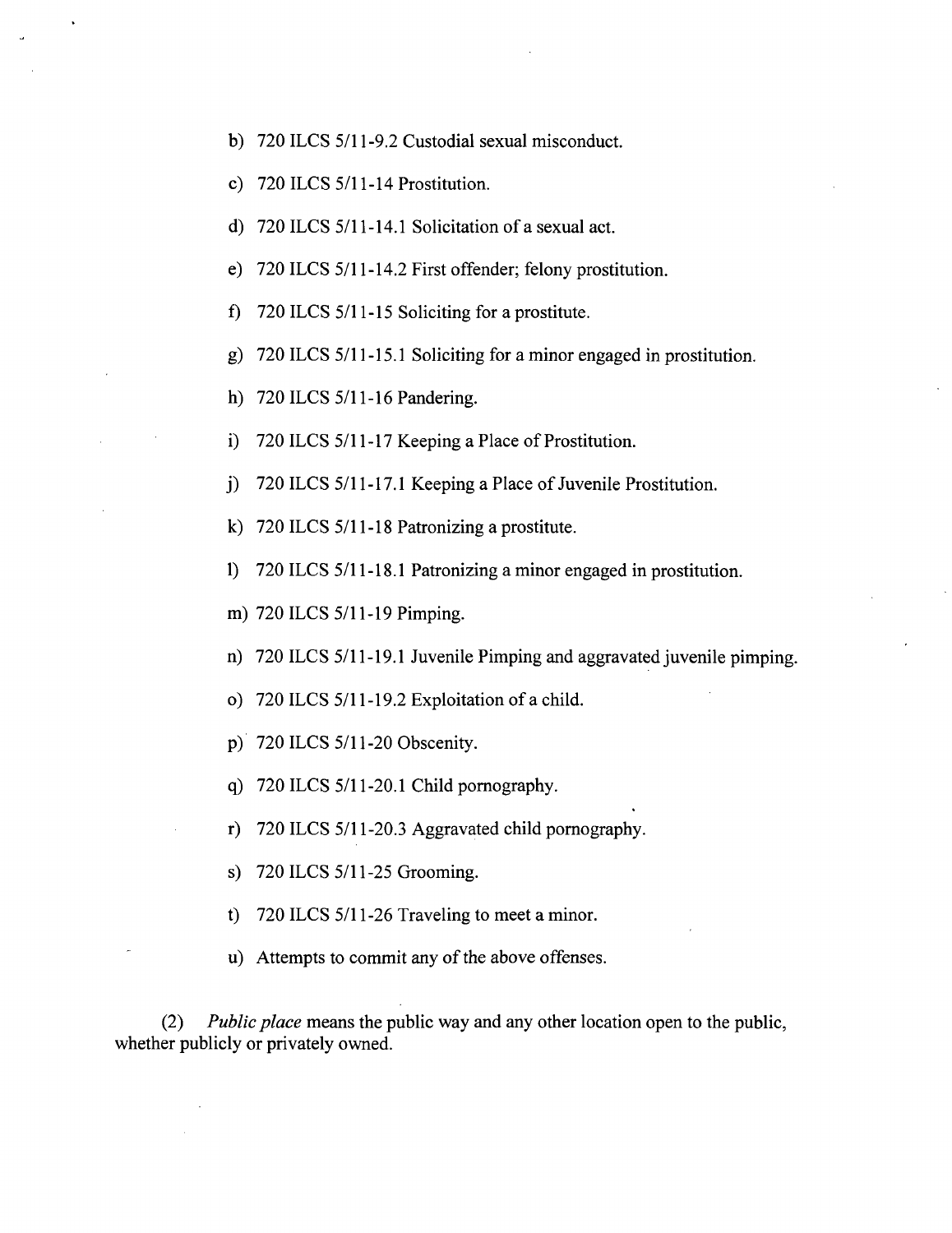b) 720 ILCS 5/11-9.2 Custodial sexual misconduct.

c) 720 ILCS 5/11-14 Prostitution.

d) 720 ILCS 5/11-14.1 Solicitation of a sexual act.

e) 720 ILCS 5/11-14.2 First offender; felony prostitution.

f) 720 ILCS 5/11-15 Soliciting for a prostitute.

g) 720 ILCS 5/11-15.1 Soliciting for a minor engaged in prostitution.

h) 720 ILCS 5/11-16 Pandering.

i) 720 ILCS 5/11-17 Keeping a Place of Prostitution.

j) 720 ILCS 5/11-17.1 Keeping a Place of Juvenile Prostitution.

k) 720 ILCS 5/11-18 Patronizing a prostitute.

l) 720 ILCS 5/11-18.1 Patronizing a minor engaged in prostitution.

m) 720 ILCS 5/11-19 Pimping.

n) 720 ILCS 5/11-19.1 Juvenile Pimping and aggravated juvenile pimping.

o) 720 ILCS 5/11-19.2 Exploitation of a child.

p) 720 ILCS 5/11-20 Obscenity.

q) 720 ILCS 5/11-20.1 Child pornography.

r) 720 ILCS 5/11-20.3 Aggravated child pornography.

s) 720 ILCS 5/11-25 Grooming.

t) 720 ILCS 5/11-26 Traveling to meet a minor.

u) Attempts to commit any of the above offenses.

(2) *Public place* means the public way and any other location open to the public, whether publicly or privately owned.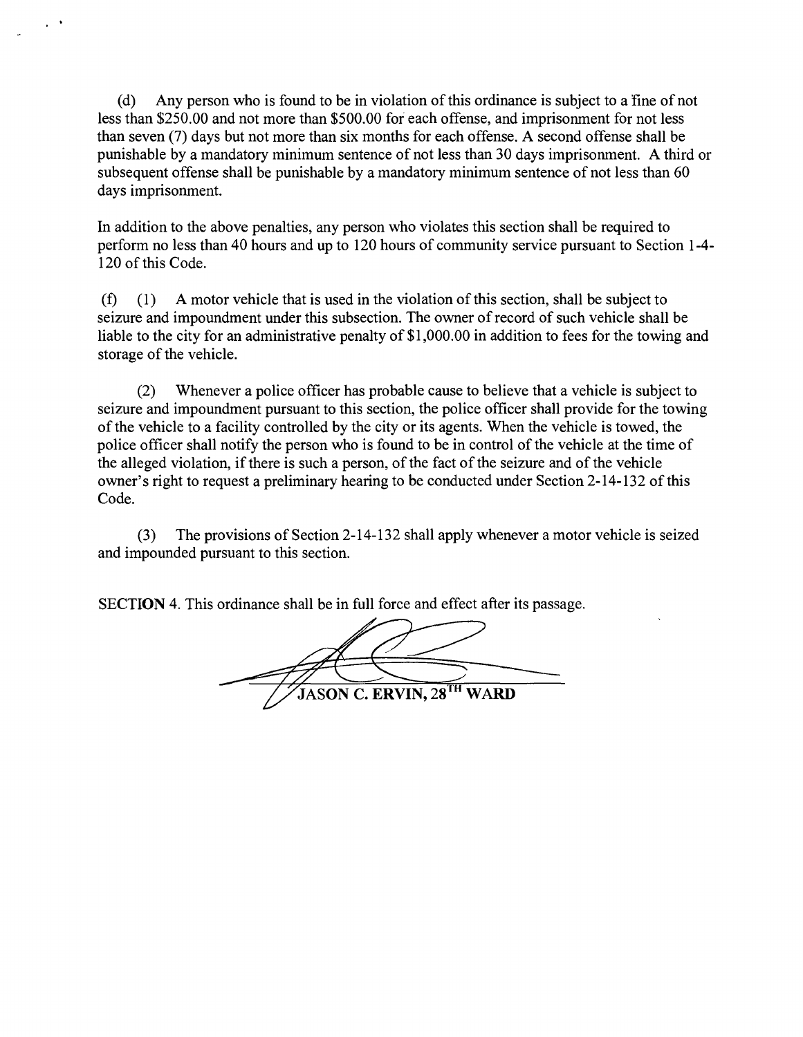(d) Any person who is found to be in violation of this ordinance is subject to a fine of not less than $250.00 and not more than $500.00 for each offense, and imprisonment for not less than seven (7) days but not more than six months for each offense. A second offense shall be punishable by a mandatory minimum sentence of not less than 30 days imprisonment. A third or subsequent offense shall be punishable by a mandatory minimum sentence of not less than 60 days imprisonment.

In addition to the above penalties, any person who violates this section shall be required to perform no less than 40 hours and up to 120 hours of community service pursuant to Section 1-4-120 of this Code.

(f) (1) A motor vehicle that is used in the violation of this section, shall be subject to seizure and impoundment under this subsection. The owner of record of such vehicle shall be liable to the city for an administrative penalty of $1,000.00 in addition to fees for the towing and storage of the vehicle.

(2) Whenever a police officer has probable cause to believe that a vehicle is subject to seizure and impoundment pursuant to this section, the police officer shall provide for the towing of the vehicle to a facility controlled by the city or its agents. When the vehicle is towed, the police officer shall notify the person who is found to be in control of the vehicle at the time of the alleged violation, if there is such a person, of the fact of the seizure and of the vehicle owner's right to request a preliminary hearing to be conducted under Section 2-14-132 of this Code.

(3) The provisions of Section 2-14-132 shall apply whenever a motor vehicle is seized and impounded pursuant to this section.

SECTION 4. This ordinance shall be in full force and effect after its passage.

**JASON C. ERVIN, 28TH WARD**